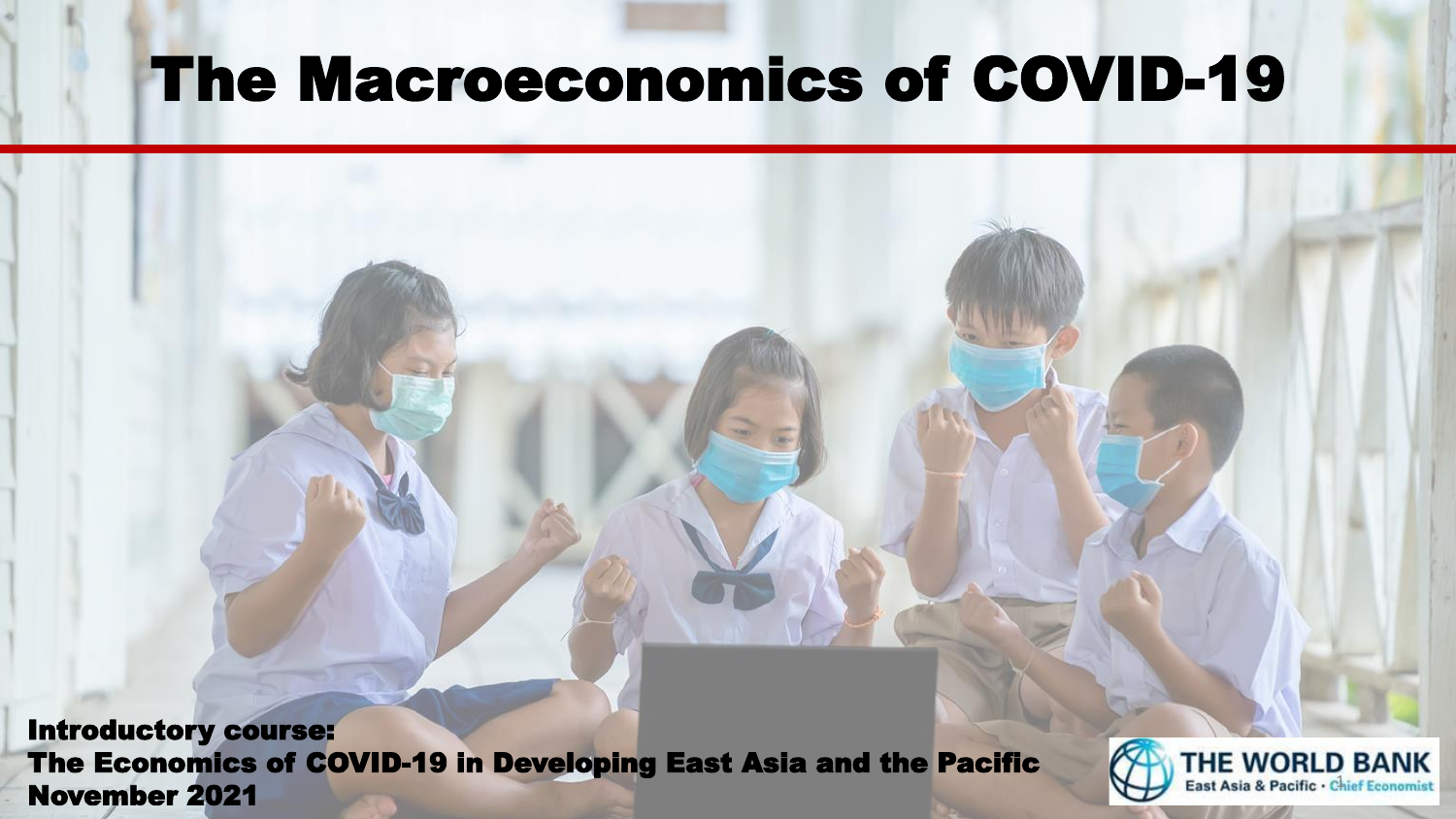# The Macroeconomics of COVID-19

**Introductory course:**
**The Economics of COVID-19 in Developing East Asia and the Pacific**
**November 2021**

THE WORLD BANK
East Asia & Pacific · Chief Economist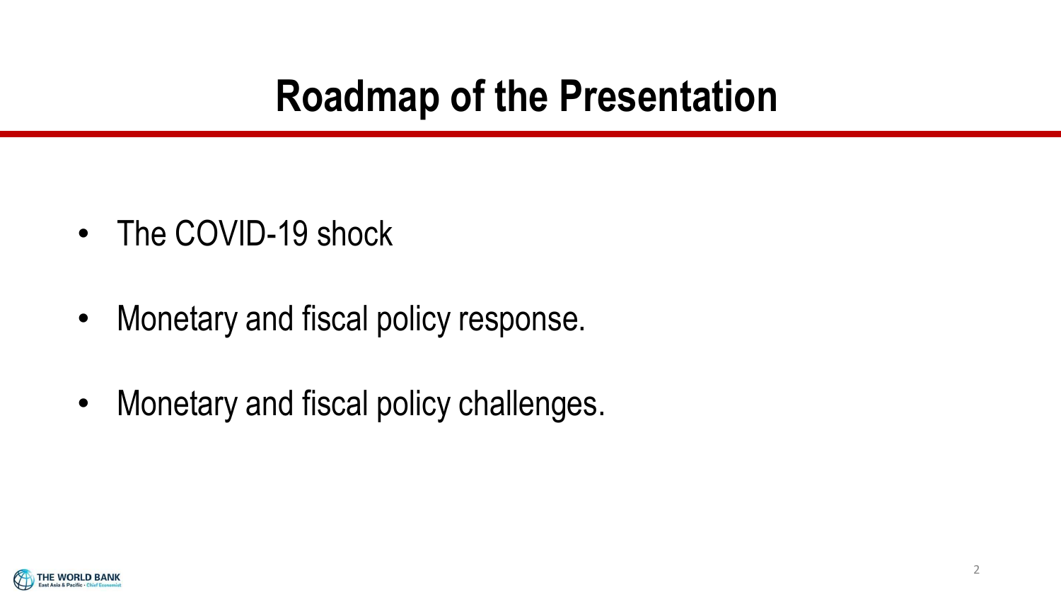# Roadmap of the Presentation

- The COVID-19 shock
- Monetary and fiscal policy response.
- Monetary and fiscal policy challenges.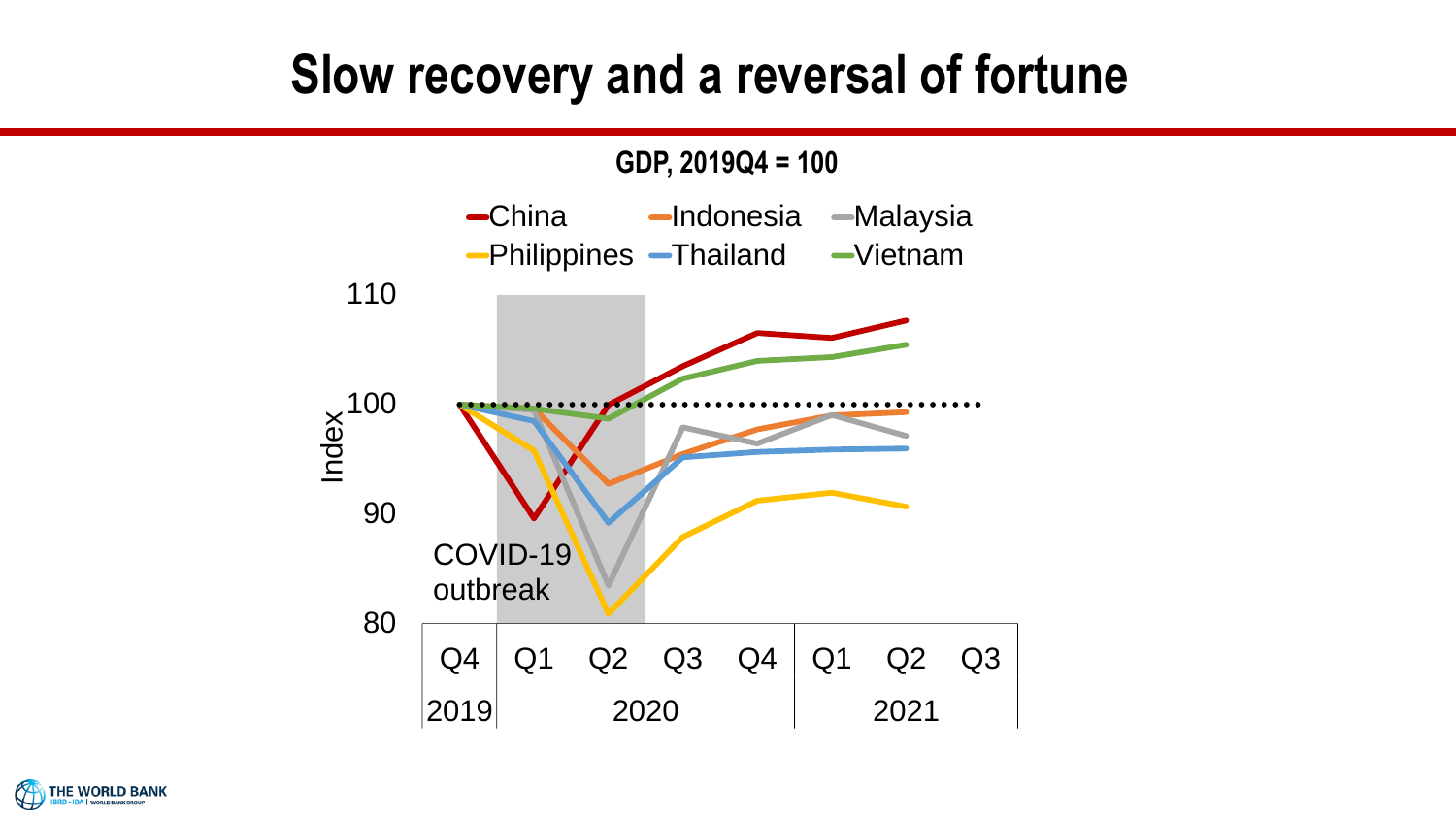# Slow recovery and a reversal of fortune

**GDP, 2019Q4 = 100**

China | Indonesia | Malaysia | Philippines | Thailand | Vietnam

Index

110

100

90

80

COVID-19 outbreak

Q4 | Q1 | Q2 | Q3 | Q4 | Q1 | Q2 | Q3

2019 | 2020 | 2021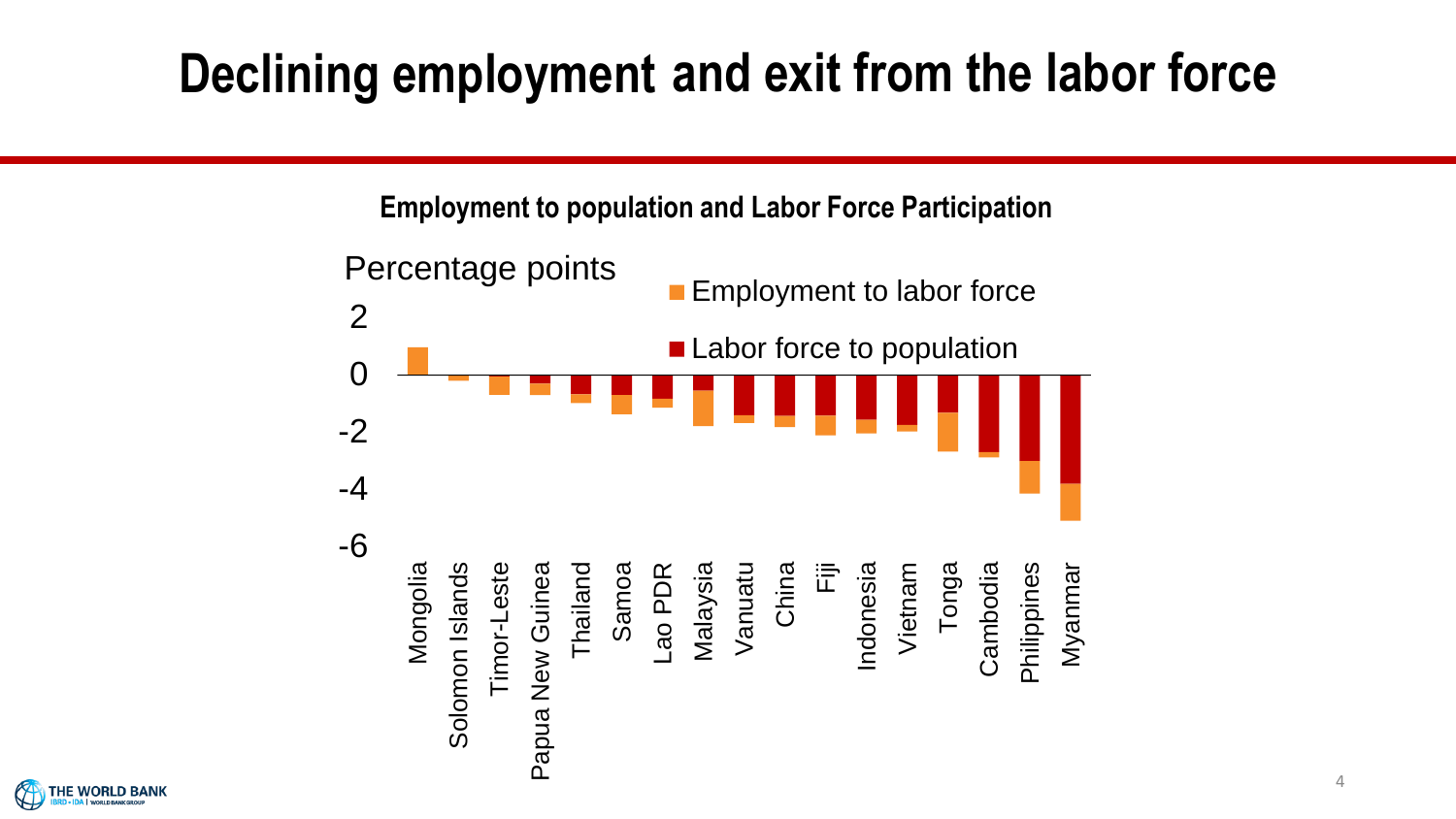# Declining employment and exit from the labor force

**Employment to population and Labor Force Participation**

Percentage points

- Employment to labor force
- Labor force to population

Y-axis: 2, 0, -2, -4, -6

Countries: Mongolia, Solomon Islands, Timor-Leste, Papua New Guinea, Thailand, Samoa, Lao PDR, Malaysia, Vanuatu, China, Fiji, Indonesia, Vietnam, Tonga, Cambodia, Philippines, Myanmar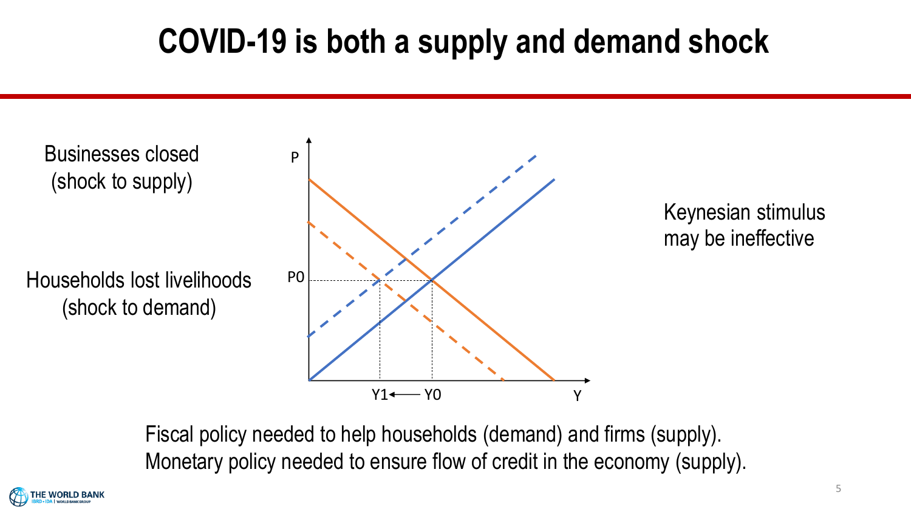# COVID-19 is both a supply and demand shock

Businesses closed
(shock to supply)

Households lost livelihoods
(shock to demand)

P

P0

Y1 ← Y0

Y

Keynesian stimulus may be ineffective

Fiscal policy needed to help households (demand) and firms (supply).
Monetary policy needed to ensure flow of credit in the economy (supply).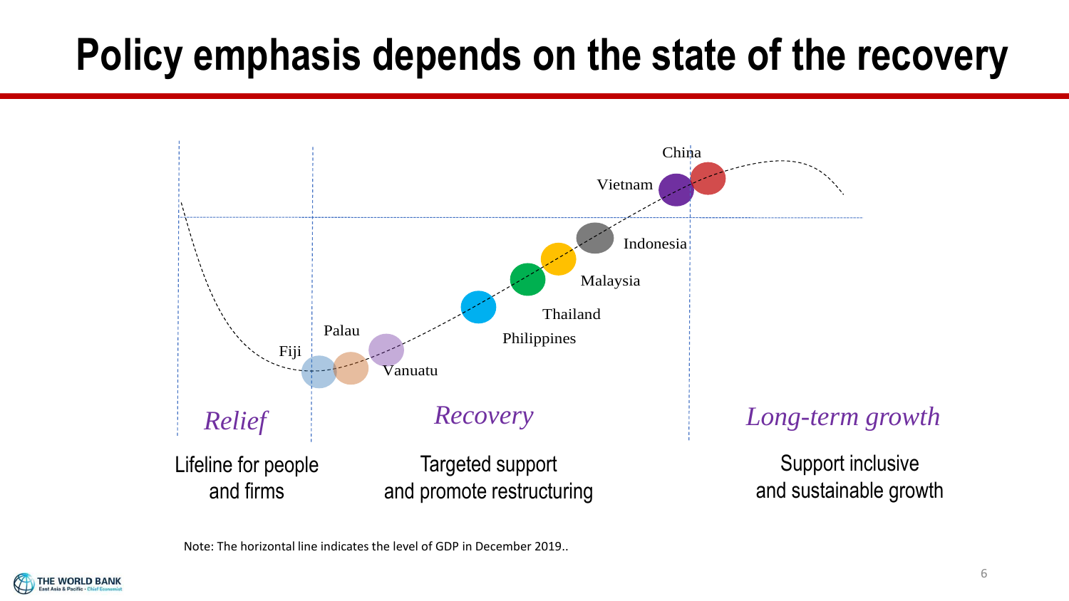# Policy emphasis depends on the state of the recovery

China

Vietnam

Indonesia

Malaysia

Thailand

Philippines

Palau

Fiji

Vanuatu

*Relief*

Lifeline for people and firms

*Recovery*

Targeted support and promote restructuring

*Long-term growth*

Support inclusive and sustainable growth

Note: The horizontal line indicates the level of GDP in December 2019..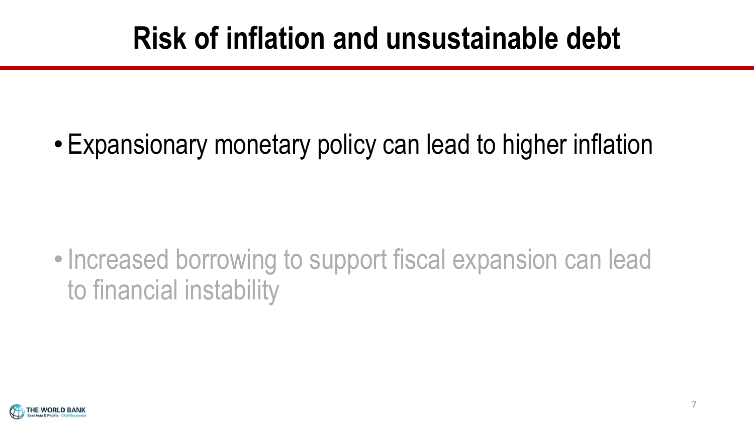# Risk of inflation and unsustainable debt

- Expansionary monetary policy can lead to higher inflation

- Increased borrowing to support fiscal expansion can lead to financial instability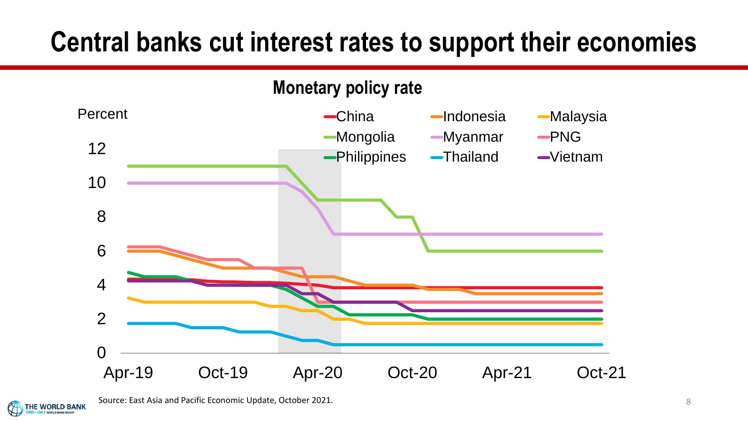# Central banks cut interest rates to support their economies

**Monetary policy rate**

Percent

Legend: China, Indonesia, Malaysia, Mongolia, Myanmar, PNG, Philippines, Thailand, Vietnam

Y-axis: 0, 2, 4, 6, 8, 10, 12

X-axis: Apr-19, Oct-19, Apr-20, Oct-20, Apr-21, Oct-21

Source: East Asia and Pacific Economic Update, October 2021.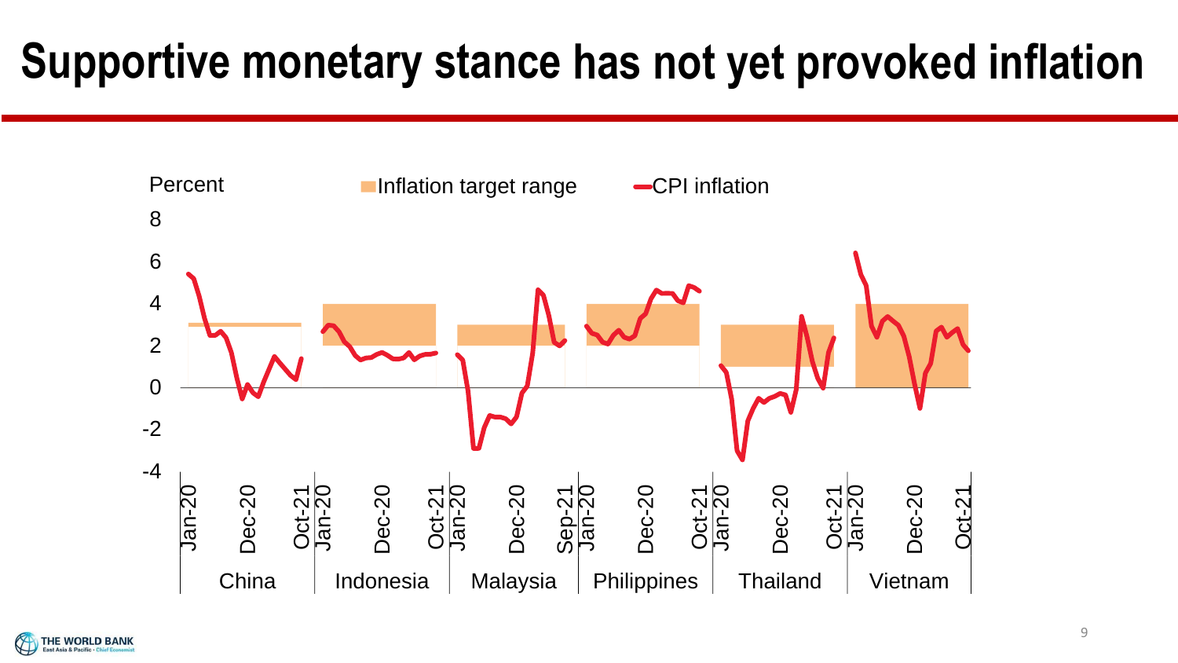# Supportive monetary stance has not yet provoked inflation

Percent

Inflation target range — CPI inflation

8
6
4
2
0
-2
-4

Jan-20 Dec-20 Oct-21 | Jan-20 Dec-20 Oct-21 | Jan-20 Dec-20 Sep-21 | Jan-20 Dec-20 Oct-21 | Jan-20 Dec-20 Oct-21 | Jan-20 Dec-20 Oct-21

China | Indonesia | Malaysia | Philippines | Thailand | Vietnam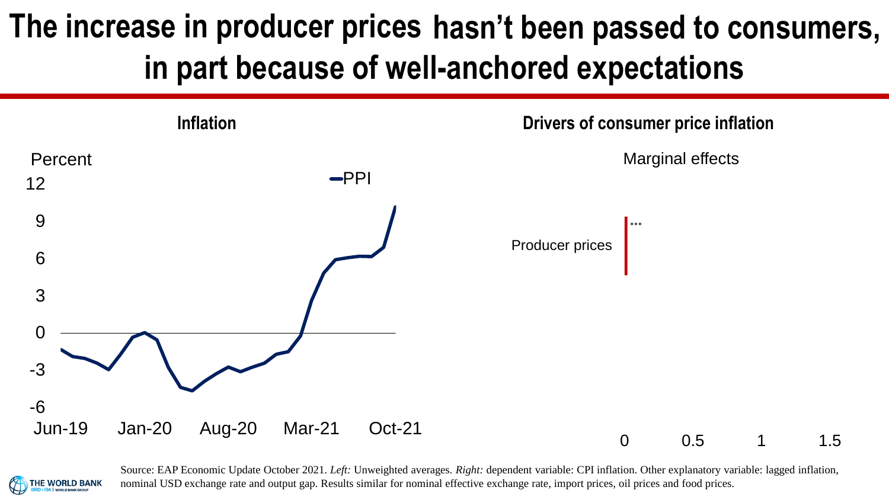# The increase in producer prices hasn't been passed to consumers, in part because of well-anchored expectations

**Inflation**

Percent

PPI

12, 9, 6, 3, 0, -3, -6

Jun-19 Jan-20 Aug-20 Mar-21 Oct-21

**Drivers of consumer price inflation**

Marginal effects

Producer prices ***

0 0.5 1 1.5

Source: EAP Economic Update October 2021. *Left:* Unweighted averages. *Right:* dependent variable: CPI inflation. Other explanatory variable: lagged inflation, nominal USD exchange rate and output gap. Results similar for nominal effective exchange rate, import prices, oil prices and food prices.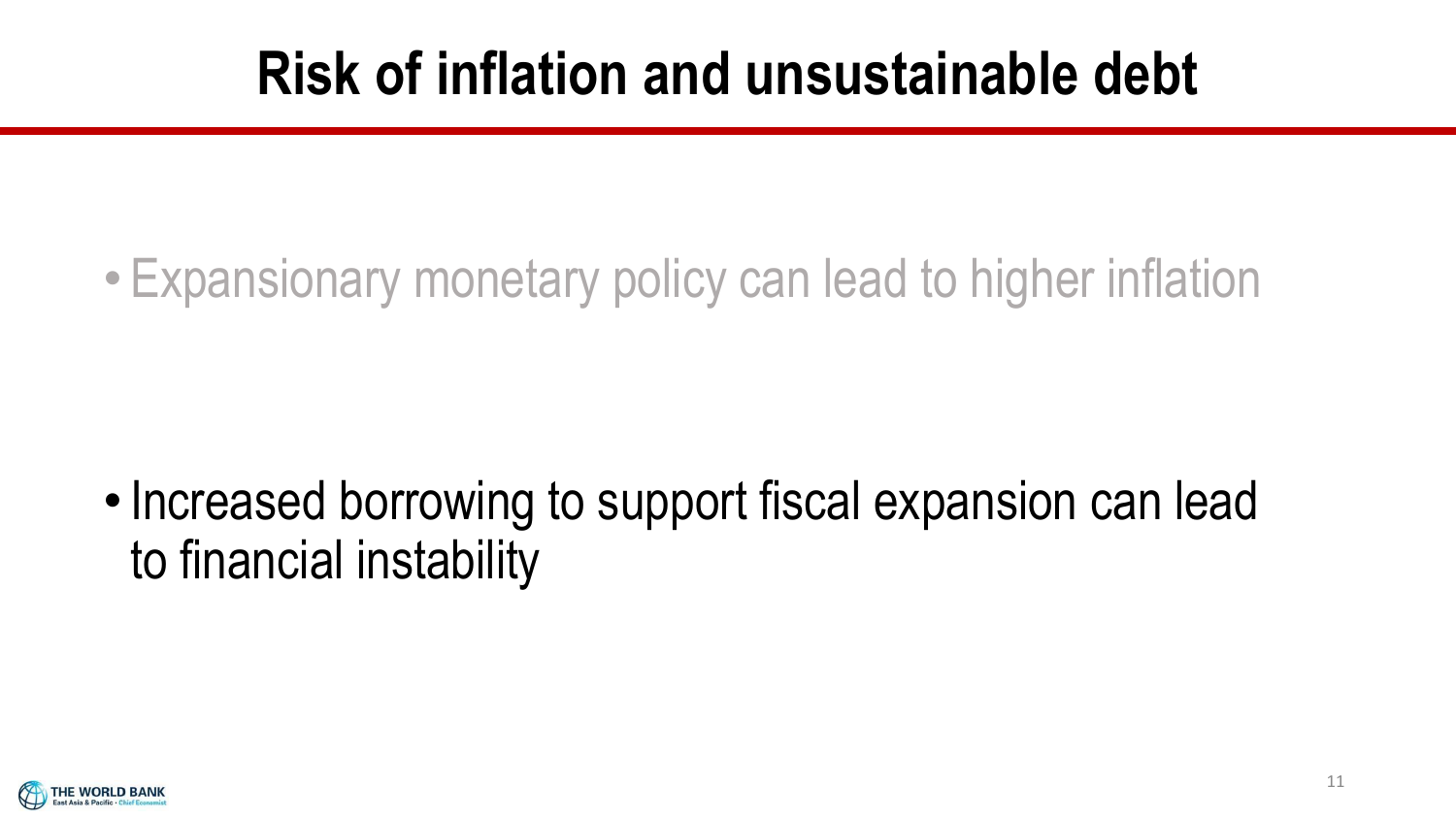# Risk of inflation and unsustainable debt

- Expansionary monetary policy can lead to higher inflation

- Increased borrowing to support fiscal expansion can lead to financial instability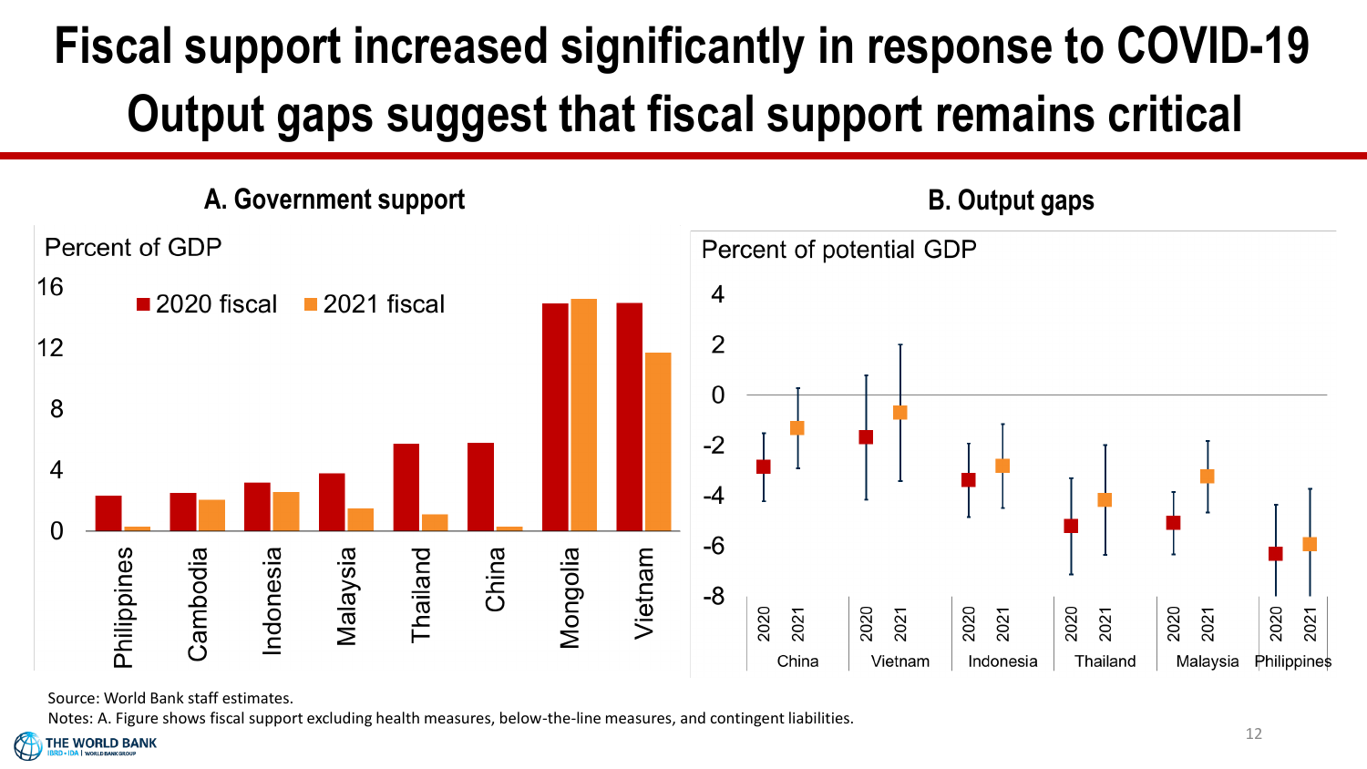# Fiscal support increased significantly in response to COVID-19 Output gaps suggest that fiscal support remains critical

## A. Government support

Percent of GDP

| Country | 2020 fiscal | 2021 fiscal |
|---|---|---|
| Philippines | | |
| Cambodia | | |
| Indonesia | | |
| Malaysia | | |
| Thailand | | |
| China | | |
| Mongolia | | |
| Vietnam | | |

## B. Output gaps

Percent of potential GDP

Countries: China, Vietnam, Indonesia, Thailand, Malaysia, Philippines (2020, 2021)

Source: World Bank staff estimates.

Notes: A. Figure shows fiscal support excluding health measures, below-the-line measures, and contingent liabilities.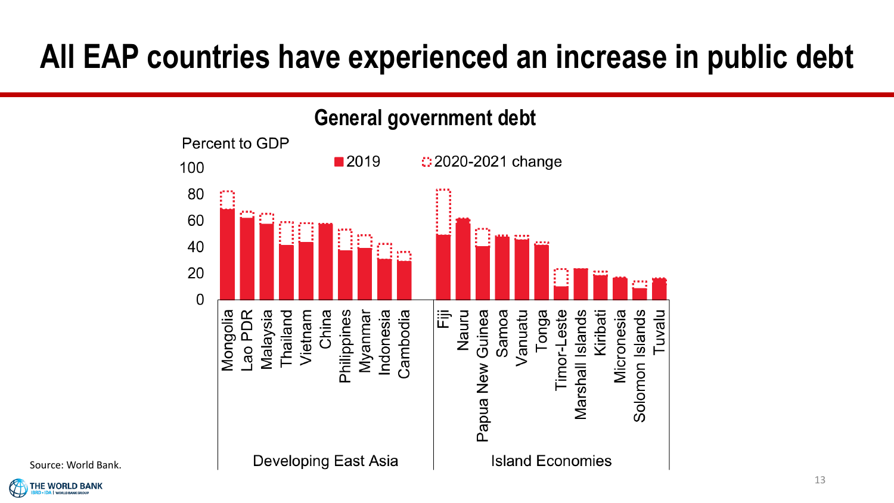# All EAP countries have experienced an increase in public debt

**General government debt**

Percent to GDP

■ 2019 ⬚ 2020-2021 change

Developing East Asia: Mongolia, Lao PDR, Malaysia, Thailand, Vietnam, China, Philippines, Myanmar, Indonesia, Cambodia

Island Economies: Fiji, Nauru, Papua New Guinea, Samoa, Vanuatu, Tonga, Timor-Leste, Marshall Islands, Kiribati, Micronesia, Solomon Islands, Tuvalu

Source: World Bank.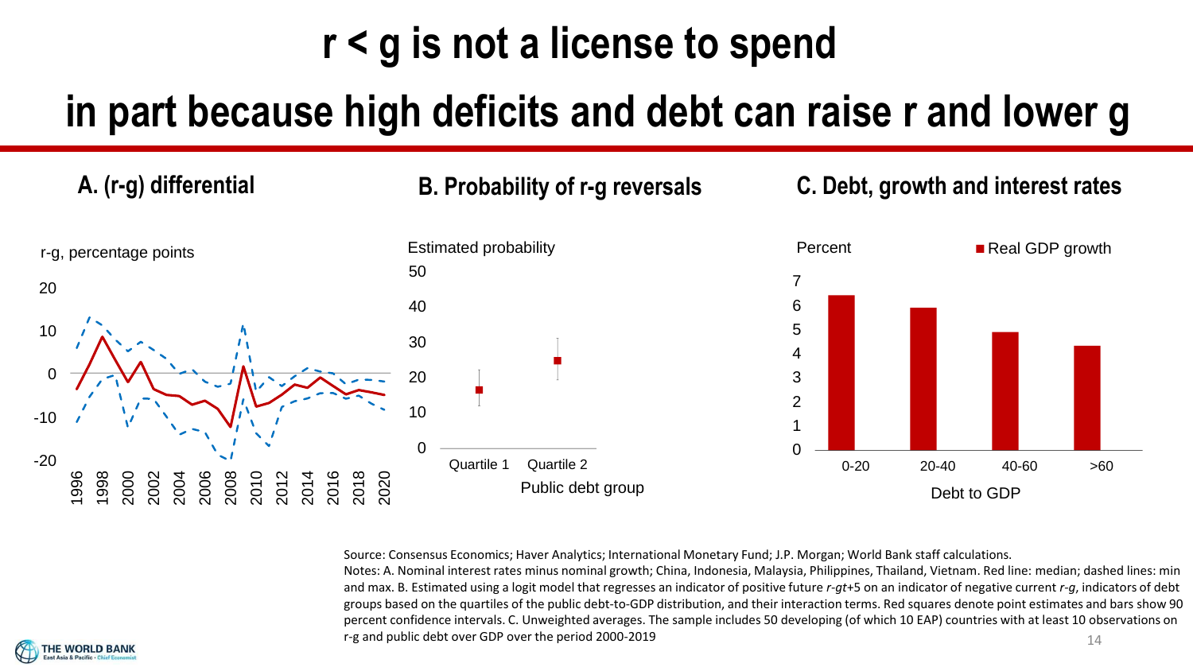# r < g is not a license to spend

## in part because high deficits and debt can raise r and lower g

### A. (r-g) differential

r-g, percentage points

### B. Probability of r-g reversals

Estimated probability

Quartile 1 | Quartile 2

Public debt group

### C. Debt, growth and interest rates

Percent

■ Real GDP growth

0-20 | 20-40 | 40-60 | >60

Debt to GDP

Source: Consensus Economics; Haver Analytics; International Monetary Fund; J.P. Morgan; World Bank staff calculations.

Notes: A. Nominal interest rates minus nominal growth; China, Indonesia, Malaysia, Philippines, Thailand, Vietnam. Red line: median; dashed lines: min and max. B. Estimated using a logit model that regresses an indicator of positive future *r-gt*+5 on an indicator of negative current *r-g*, indicators of debt groups based on the quartiles of the public debt-to-GDP distribution, and their interaction terms. Red squares denote point estimates and bars show 90 percent confidence intervals. C. Unweighted averages. The sample includes 50 developing (of which 10 EAP) countries with at least 10 observations on r-g and public debt over GDP over the period 2000-2019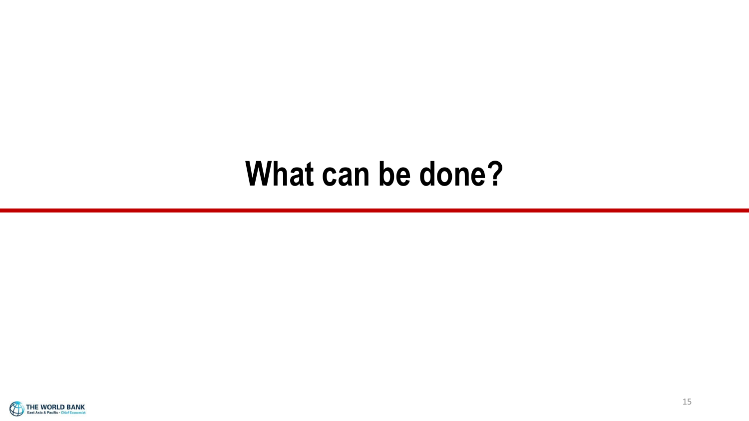# What can be done?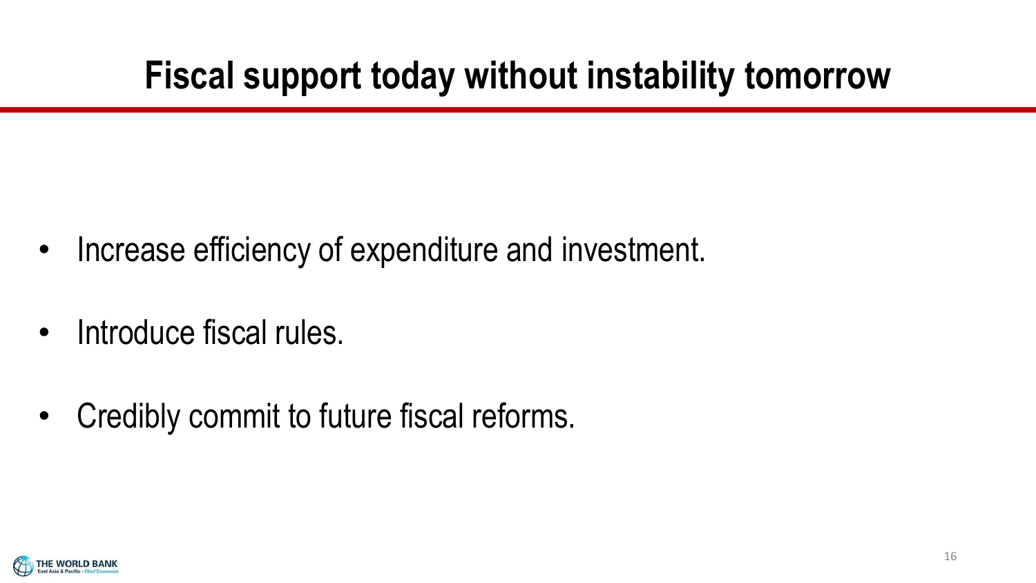# Fiscal support today without instability tomorrow

- Increase efficiency of expenditure and investment.
- Introduce fiscal rules.
- Credibly commit to future fiscal reforms.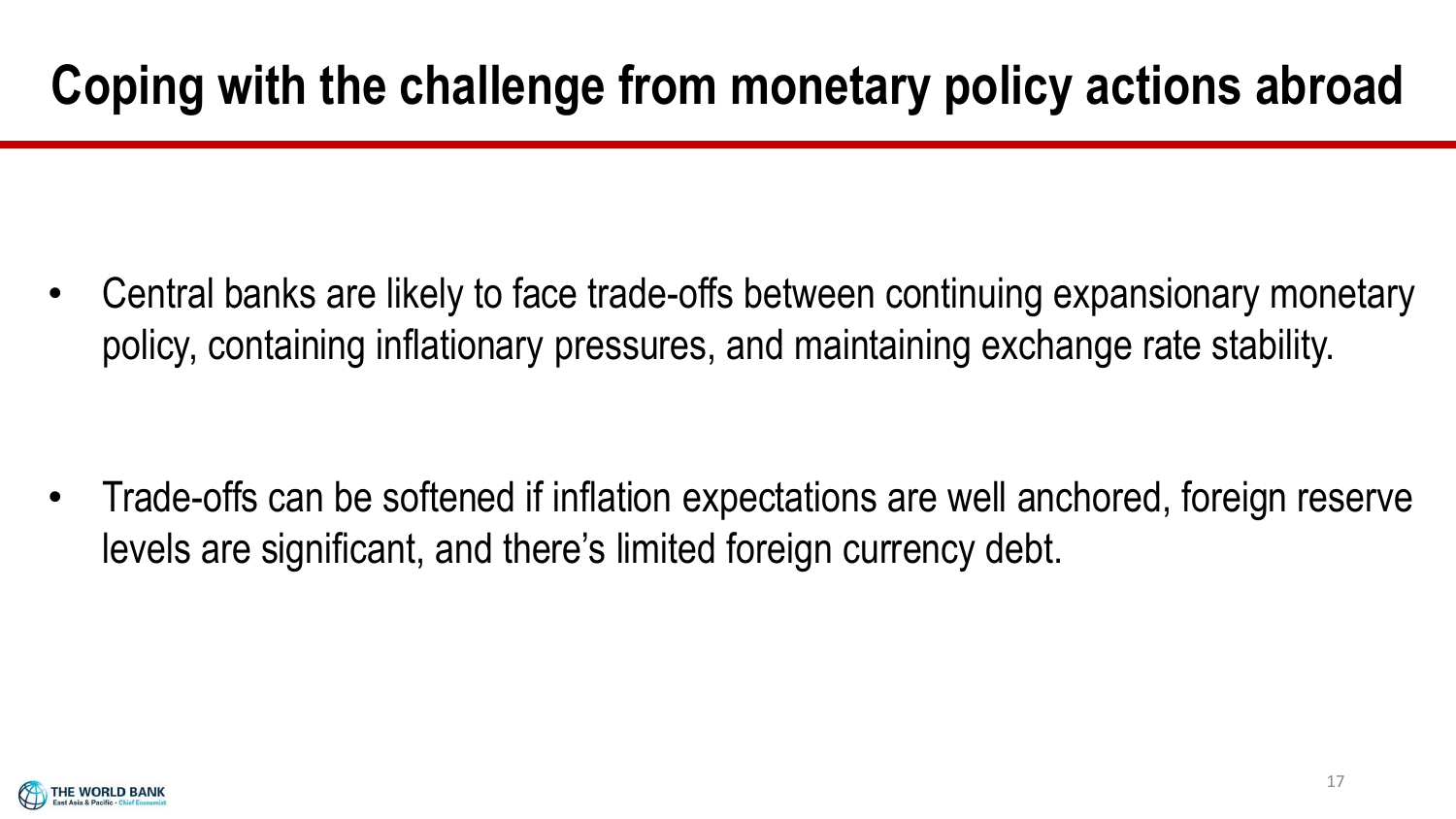# Coping with the challenge from monetary policy actions abroad

- Central banks are likely to face trade-offs between continuing expansionary monetary policy, containing inflationary pressures, and maintaining exchange rate stability.

- Trade-offs can be softened if inflation expectations are well anchored, foreign reserve levels are significant, and there's limited foreign currency debt.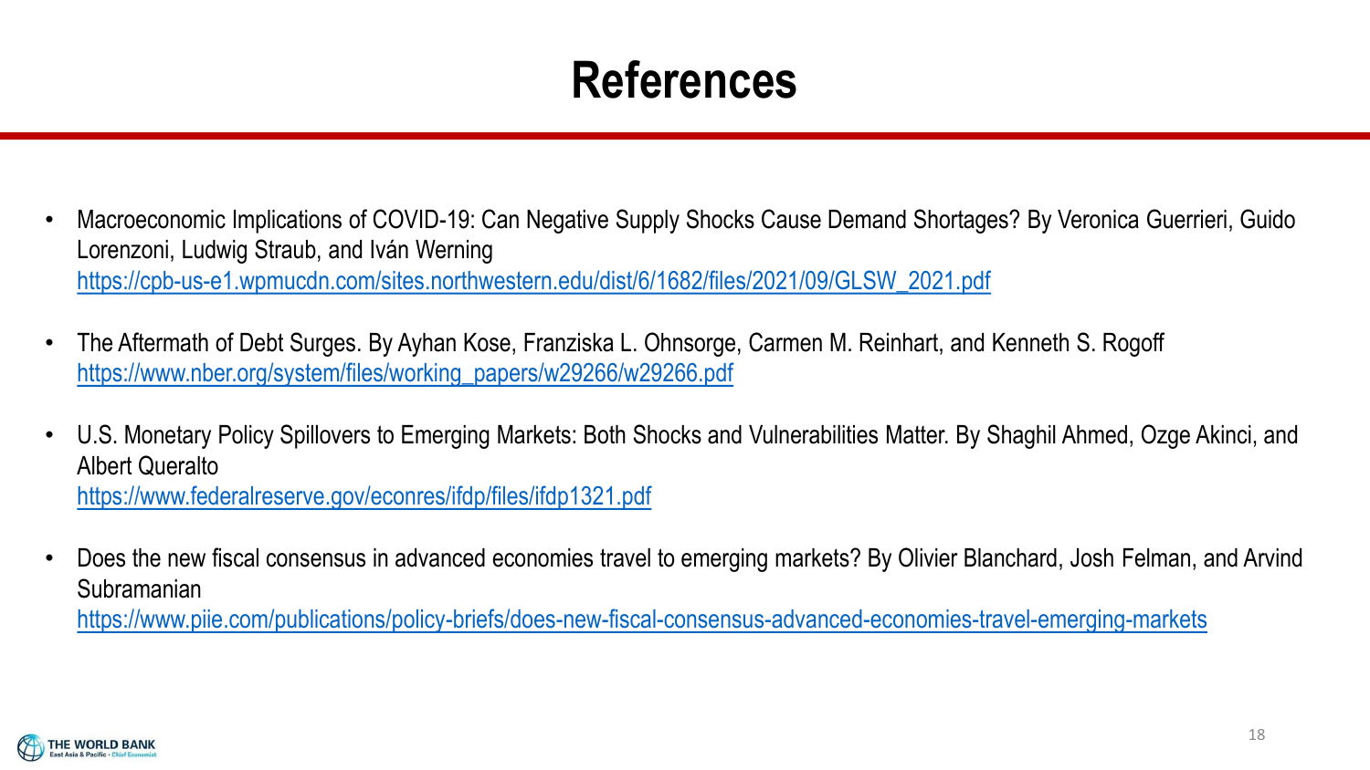# References

- Macroeconomic Implications of COVID-19: Can Negative Supply Shocks Cause Demand Shortages? By Veronica Guerrieri, Guido Lorenzoni, Ludwig Straub, and Iván Werning
  https://cpb-us-e1.wpmucdn.com/sites.northwestern.edu/dist/6/1682/files/2021/09/GLSW_2021.pdf

- The Aftermath of Debt Surges. By Ayhan Kose, Franziska L. Ohnsorge, Carmen M. Reinhart, and Kenneth S. Rogoff
  https://www.nber.org/system/files/working_papers/w29266/w29266.pdf

- U.S. Monetary Policy Spillovers to Emerging Markets: Both Shocks and Vulnerabilities Matter. By Shaghil Ahmed, Ozge Akinci, and Albert Queralto
  https://www.federalreserve.gov/econres/ifdp/files/ifdp1321.pdf

- Does the new fiscal consensus in advanced economies travel to emerging markets? By Olivier Blanchard, Josh Felman, and Arvind Subramanian
  https://www.piie.com/publications/policy-briefs/does-new-fiscal-consensus-advanced-economies-travel-emerging-markets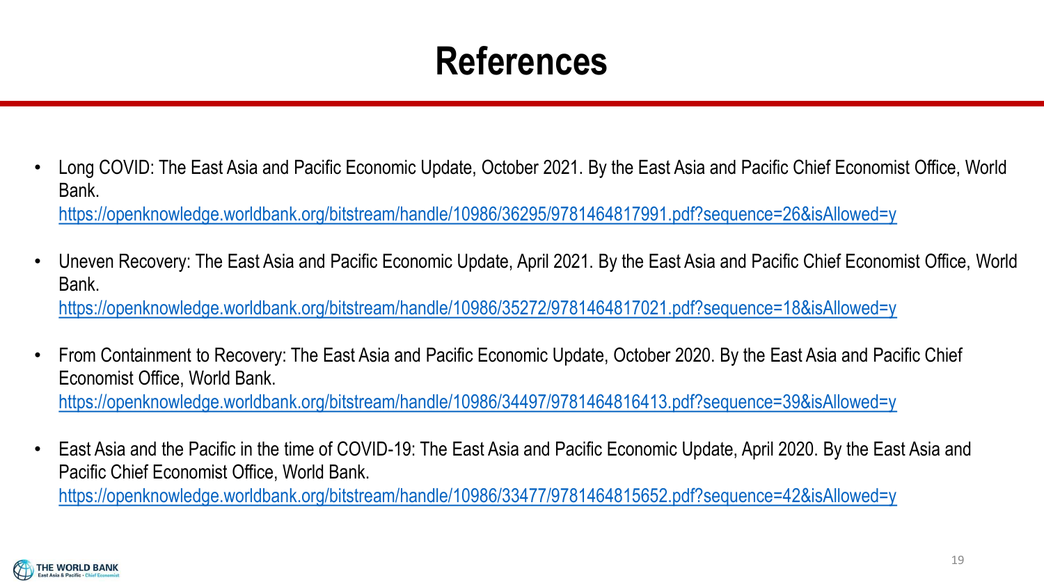# References

- Long COVID: The East Asia and Pacific Economic Update, October 2021. By the East Asia and Pacific Chief Economist Office, World Bank.
  https://openknowledge.worldbank.org/bitstream/handle/10986/36295/9781464817991.pdf?sequence=26&isAllowed=y

- Uneven Recovery: The East Asia and Pacific Economic Update, April 2021. By the East Asia and Pacific Chief Economist Office, World Bank.
  https://openknowledge.worldbank.org/bitstream/handle/10986/35272/9781464817021.pdf?sequence=18&isAllowed=y

- From Containment to Recovery: The East Asia and Pacific Economic Update, October 2020. By the East Asia and Pacific Chief Economist Office, World Bank.
  https://openknowledge.worldbank.org/bitstream/handle/10986/34497/9781464816413.pdf?sequence=39&isAllowed=y

- East Asia and the Pacific in the time of COVID-19: The East Asia and Pacific Economic Update, April 2020. By the East Asia and Pacific Chief Economist Office, World Bank.
  https://openknowledge.worldbank.org/bitstream/handle/10986/33477/9781464815652.pdf?sequence=42&isAllowed=y